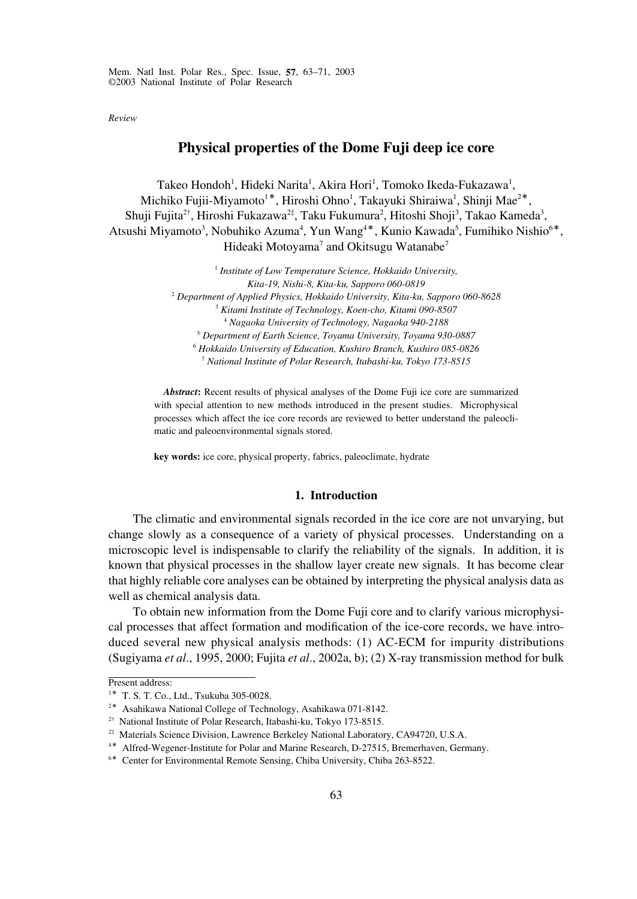*Review*

# Physical properties of the Dome Fuji deep ice core

Takeo Hondoh[1], Hideki Narita[1], Akira Hori[1], Tomoko Ikeda-Fukazawa[1], Michiko Fujii-Miyamoto[1*], Hiroshi Ohno[1], Takayuki Shiraiwa[1], Shinji Mae[2*], Shuji Fujita[2†], Hiroshi Fukazawa[2‡], Taku Fukumura[2], Hitoshi Shoji[3], Takao Kameda[3], Atsushi Miyamoto[3], Nobuhiko Azuma[4], Yun Wang[4*], Kunio Kawada[5], Fumihiko Nishio[6*], Hideaki Motoyama[7] and Okitsugu Watanabe[7]

[1] *Institute of Low Temperature Science, Hokkaido University, Kita-19, Nishi-8, Kita-ku, Sapporo 060-0819*
[2] *Department of Applied Physics, Hokkaido University, Kita-ku, Sapporo 060-8628*
[3] *Kitami Institute of Technology, Koen-cho, Kitami 090-8507*
[4] *Nagaoka University of Technology, Nagaoka 940-2188*
[5] *Department of Earth Science, Toyama University, Toyama 930-0887*
[6] *Hokkaido University of Education, Kushiro Branch, Kushiro 085-0826*
[7] *National Institute of Polar Research, Itabashi-ku, Tokyo 173-8515*

***Abstract*:** Recent results of physical analyses of the Dome Fuji ice core are summarized with special attention to new methods introduced in the present studies. Microphysical processes which affect the ice core records are reviewed to better understand the paleoclimatic and paleoenvironmental signals stored.

**key words:** ice core, physical property, fabrics, paleoclimate, hydrate

## 1. Introduction

The climatic and environmental signals recorded in the ice core are not unvarying, but change slowly as a consequence of a variety of physical processes. Understanding on a microscopic level is indispensable to clarify the reliability of the signals. In addition, it is known that physical processes in the shallow layer create new signals. It has become clear that highly reliable core analyses can be obtained by interpreting the physical analysis data as well as chemical analysis data.

To obtain new information from the Dome Fuji core and to clarify various microphysical processes that affect formation and modification of the ice-core records, we have introduced several new physical analysis methods: (1) AC-ECM for impurity distributions (Sugiyama *et al*., 1995, 2000; Fujita *et al*., 2002a, b); (2) X-ray transmission method for bulk

---

Present address:
[1*] T. S. T. Co., Ltd., Tsukuba 305-0028.
[2*] Asahikawa National College of Technology, Asahikawa 071-8142.
[2†] National Institute of Polar Research, Itabashi-ku, Tokyo 173-8515.
[2‡] Materials Science Division, Lawrence Berkeley National Laboratory, CA94720, U.S.A.
[4*] Alfred-Wegener-Institute for Polar and Marine Research, D-27515, Bremerhaven, Germany.
[6*] Center for Environmental Remote Sensing, Chiba University, Chiba 263-8522.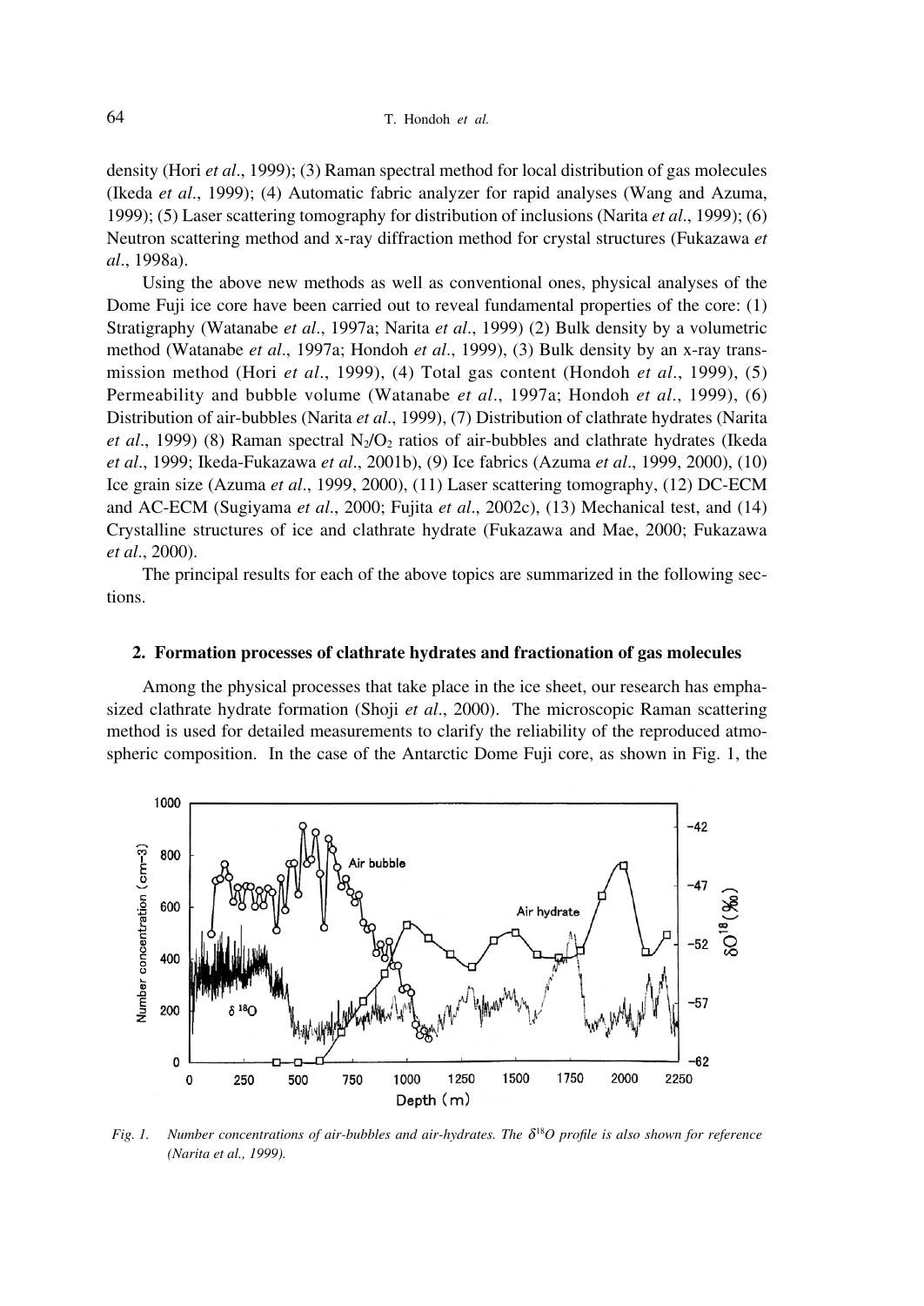density (Hori *et al*., 1999); (3) Raman spectral method for local distribution of gas molecules (Ikeda *et al*., 1999); (4) Automatic fabric analyzer for rapid analyses (Wang and Azuma, 1999); (5) Laser scattering tomography for distribution of inclusions (Narita *et al*., 1999); (6) Neutron scattering method and x-ray diffraction method for crystal structures (Fukazawa *et al*., 1998a).

Using the above new methods as well as conventional ones, physical analyses of the Dome Fuji ice core have been carried out to reveal fundamental properties of the core: (1) Stratigraphy (Watanabe *et al*., 1997a; Narita *et al*., 1999) (2) Bulk density by a volumetric method (Watanabe *et al*., 1997a; Hondoh *et al*., 1999), (3) Bulk density by an x-ray transmission method (Hori *et al*., 1999), (4) Total gas content (Hondoh *et al*., 1999), (5) Permeability and bubble volume (Watanabe *et al*., 1997a; Hondoh *et al*., 1999), (6) Distribution of air-bubbles (Narita *et al*., 1999), (7) Distribution of clathrate hydrates (Narita *et al*., 1999) (8) Raman spectral $N_2/O_2$ ratios of air-bubbles and clathrate hydrates (Ikeda *et al*., 1999; Ikeda-Fukazawa *et al*., 2001b), (9) Ice fabrics (Azuma *et al*., 1999, 2000), (10) Ice grain size (Azuma *et al*., 1999, 2000), (11) Laser scattering tomography, (12) DC-ECM and AC-ECM (Sugiyama *et al*., 2000; Fujita *et al*., 2002c), (13) Mechanical test, and (14) Crystalline structures of ice and clathrate hydrate (Fukazawa and Mae, 2000; Fukazawa *et al*., 2000).

The principal results for each of the above topics are summarized in the following sections.

## 2. Formation processes of clathrate hydrates and fractionation of gas molecules

Among the physical processes that take place in the ice sheet, our research has emphasized clathrate hydrate formation (Shoji *et al*., 2000). The microscopic Raman scattering method is used for detailed measurements to clarify the reliability of the reproduced atmospheric composition. In the case of the Antarctic Dome Fuji core, as shown in Fig. 1, the

*Fig. 1. Number concentrations of air-bubbles and air-hydrates. The $\delta^{18}O$ profile is also shown for reference (Narita et al., 1999).*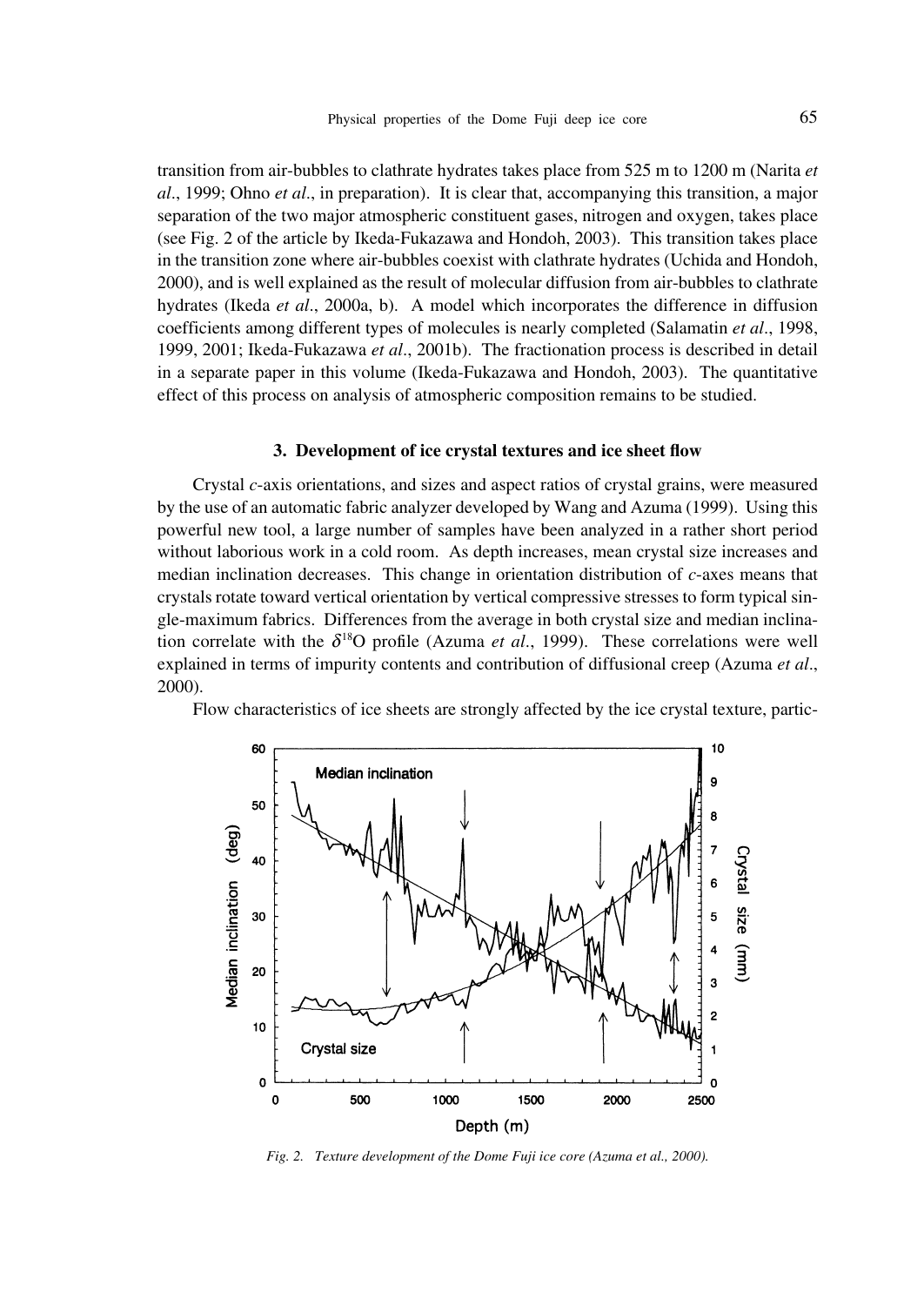transition from air-bubbles to clathrate hydrates takes place from 525 m to 1200 m (Narita *et al*., 1999; Ohno *et al*., in preparation). It is clear that, accompanying this transition, a major separation of the two major atmospheric constituent gases, nitrogen and oxygen, takes place (see Fig. 2 of the article by Ikeda-Fukazawa and Hondoh, 2003). This transition takes place in the transition zone where air-bubbles coexist with clathrate hydrates (Uchida and Hondoh, 2000), and is well explained as the result of molecular diffusion from air-bubbles to clathrate hydrates (Ikeda *et al*., 2000a, b). A model which incorporates the difference in diffusion coefficients among different types of molecules is nearly completed (Salamatin *et al*., 1998, 1999, 2001; Ikeda-Fukazawa *et al*., 2001b). The fractionation process is described in detail in a separate paper in this volume (Ikeda-Fukazawa and Hondoh, 2003). The quantitative effect of this process on analysis of atmospheric composition remains to be studied.

### 3. Development of ice crystal textures and ice sheet flow

Crystal *c*-axis orientations, and sizes and aspect ratios of crystal grains, were measured by the use of an automatic fabric analyzer developed by Wang and Azuma (1999). Using this powerful new tool, a large number of samples have been analyzed in a rather short period without laborious work in a cold room. As depth increases, mean crystal size increases and median inclination decreases. This change in orientation distribution of *c*-axes means that crystals rotate toward vertical orientation by vertical compressive stresses to form typical single-maximum fabrics. Differences from the average in both crystal size and median inclination correlate with the $\delta^{18}O$ profile (Azuma *et al*., 1999). These correlations were well explained in terms of impurity contents and contribution of diffusional creep (Azuma *et al*., 2000).

Flow characteristics of ice sheets are strongly affected by the ice crystal texture, partic-

*Fig. 2. Texture development of the Dome Fuji ice core (Azuma et al., 2000).*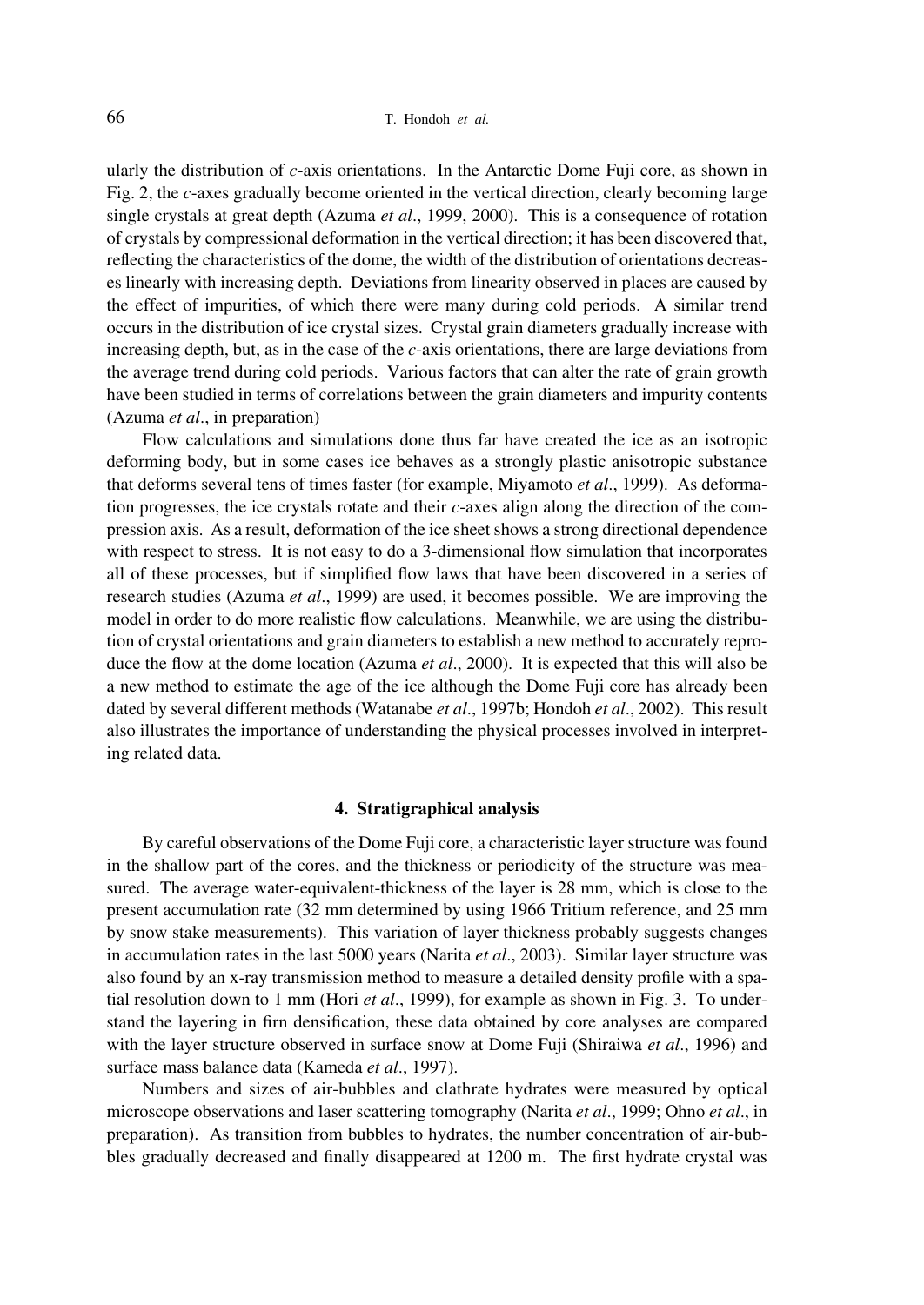ularly the distribution of *c*-axis orientations. In the Antarctic Dome Fuji core, as shown in Fig. 2, the *c*-axes gradually become oriented in the vertical direction, clearly becoming large single crystals at great depth (Azuma *et al*., 1999, 2000). This is a consequence of rotation of crystals by compressional deformation in the vertical direction; it has been discovered that, reflecting the characteristics of the dome, the width of the distribution of orientations decreases linearly with increasing depth. Deviations from linearity observed in places are caused by the effect of impurities, of which there were many during cold periods. A similar trend occurs in the distribution of ice crystal sizes. Crystal grain diameters gradually increase with increasing depth, but, as in the case of the *c*-axis orientations, there are large deviations from the average trend during cold periods. Various factors that can alter the rate of grain growth have been studied in terms of correlations between the grain diameters and impurity contents (Azuma *et al*., in preparation)

Flow calculations and simulations done thus far have created the ice as an isotropic deforming body, but in some cases ice behaves as a strongly plastic anisotropic substance that deforms several tens of times faster (for example, Miyamoto *et al*., 1999). As deformation progresses, the ice crystals rotate and their *c*-axes align along the direction of the compression axis. As a result, deformation of the ice sheet shows a strong directional dependence with respect to stress. It is not easy to do a 3-dimensional flow simulation that incorporates all of these processes, but if simplified flow laws that have been discovered in a series of research studies (Azuma *et al*., 1999) are used, it becomes possible. We are improving the model in order to do more realistic flow calculations. Meanwhile, we are using the distribution of crystal orientations and grain diameters to establish a new method to accurately reproduce the flow at the dome location (Azuma *et al*., 2000). It is expected that this will also be a new method to estimate the age of the ice although the Dome Fuji core has already been dated by several different methods (Watanabe *et al*., 1997b; Hondoh *et al*., 2002). This result also illustrates the importance of understanding the physical processes involved in interpreting related data.

## 4. Stratigraphical analysis

By careful observations of the Dome Fuji core, a characteristic layer structure was found in the shallow part of the cores, and the thickness or periodicity of the structure was measured. The average water-equivalent-thickness of the layer is 28 mm, which is close to the present accumulation rate (32 mm determined by using 1966 Tritium reference, and 25 mm by snow stake measurements). This variation of layer thickness probably suggests changes in accumulation rates in the last 5000 years (Narita *et al*., 2003). Similar layer structure was also found by an x-ray transmission method to measure a detailed density profile with a spatial resolution down to 1 mm (Hori *et al*., 1999), for example as shown in Fig. 3. To understand the layering in firn densification, these data obtained by core analyses are compared with the layer structure observed in surface snow at Dome Fuji (Shiraiwa *et al*., 1996) and surface mass balance data (Kameda *et al*., 1997).

Numbers and sizes of air-bubbles and clathrate hydrates were measured by optical microscope observations and laser scattering tomography (Narita *et al*., 1999; Ohno *et al*., in preparation). As transition from bubbles to hydrates, the number concentration of air-bubbles gradually decreased and finally disappeared at 1200 m. The first hydrate crystal was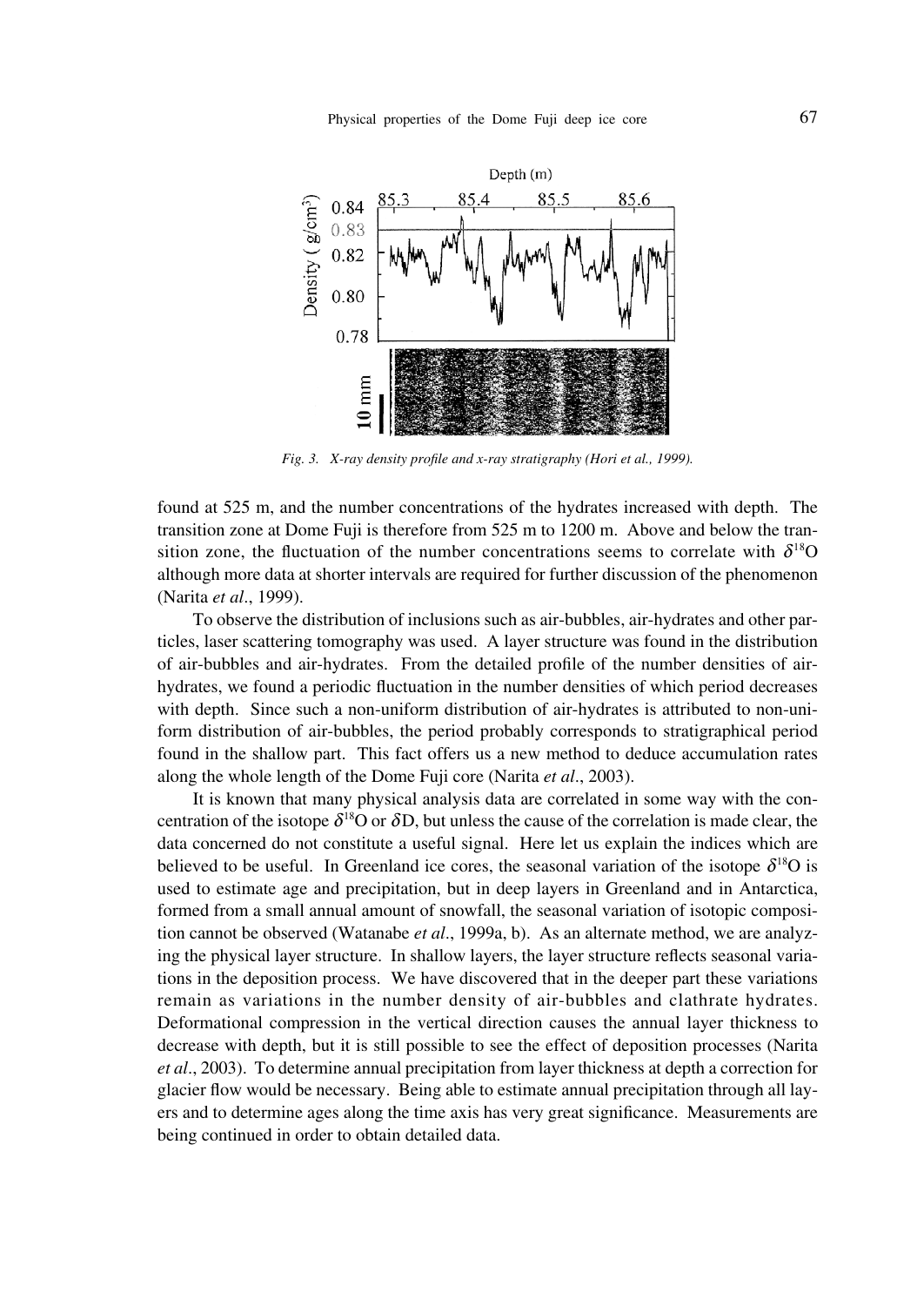*Fig. 3. X-ray density profile and x-ray stratigraphy (Hori et al., 1999).*

found at 525 m, and the number concentrations of the hydrates increased with depth. The transition zone at Dome Fuji is therefore from 525 m to 1200 m. Above and below the transition zone, the fluctuation of the number concentrations seems to correlate with $\delta^{18}$O although more data at shorter intervals are required for further discussion of the phenomenon (Narita *et al*., 1999).

To observe the distribution of inclusions such as air-bubbles, air-hydrates and other particles, laser scattering tomography was used. A layer structure was found in the distribution of air-bubbles and air-hydrates. From the detailed profile of the number densities of air-hydrates, we found a periodic fluctuation in the number densities of which period decreases with depth. Since such a non-uniform distribution of air-hydrates is attributed to non-uniform distribution of air-bubbles, the period probably corresponds to stratigraphical period found in the shallow part. This fact offers us a new method to deduce accumulation rates along the whole length of the Dome Fuji core (Narita *et al*., 2003).

It is known that many physical analysis data are correlated in some way with the concentration of the isotope $\delta^{18}$O or $\delta$D, but unless the cause of the correlation is made clear, the data concerned do not constitute a useful signal. Here let us explain the indices which are believed to be useful. In Greenland ice cores, the seasonal variation of the isotope $\delta^{18}$O is used to estimate age and precipitation, but in deep layers in Greenland and in Antarctica, formed from a small annual amount of snowfall, the seasonal variation of isotopic composition cannot be observed (Watanabe *et al*., 1999a, b). As an alternate method, we are analyzing the physical layer structure. In shallow layers, the layer structure reflects seasonal variations in the deposition process. We have discovered that in the deeper part these variations remain as variations in the number density of air-bubbles and clathrate hydrates. Deformational compression in the vertical direction causes the annual layer thickness to decrease with depth, but it is still possible to see the effect of deposition processes (Narita *et al*., 2003). To determine annual precipitation from layer thickness at depth a correction for glacier flow would be necessary. Being able to estimate annual precipitation through all layers and to determine ages along the time axis has very great significance. Measurements are being continued in order to obtain detailed data.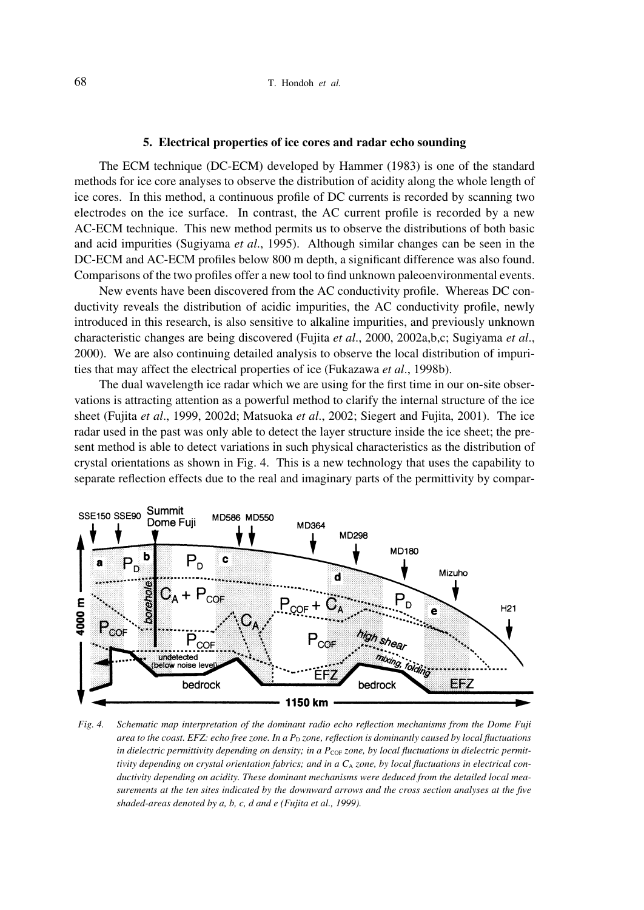### 5. Electrical properties of ice cores and radar echo sounding

The ECM technique (DC-ECM) developed by Hammer (1983) is one of the standard methods for ice core analyses to observe the distribution of acidity along the whole length of ice cores. In this method, a continuous profile of DC currents is recorded by scanning two electrodes on the ice surface. In contrast, the AC current profile is recorded by a new AC-ECM technique. This new method permits us to observe the distributions of both basic and acid impurities (Sugiyama *et al*., 1995). Although similar changes can be seen in the DC-ECM and AC-ECM profiles below 800 m depth, a significant difference was also found. Comparisons of the two profiles offer a new tool to find unknown paleoenvironmental events.

New events have been discovered from the AC conductivity profile. Whereas DC conductivity reveals the distribution of acidic impurities, the AC conductivity profile, newly introduced in this research, is also sensitive to alkaline impurities, and previously unknown characteristic changes are being discovered (Fujita *et al*., 2000, 2002a,b,c; Sugiyama *et al*., 2000). We are also continuing detailed analysis to observe the local distribution of impurities that may affect the electrical properties of ice (Fukazawa *et al*., 1998b).

The dual wavelength ice radar which we are using for the first time in our on-site observations is attracting attention as a powerful method to clarify the internal structure of the ice sheet (Fujita *et al*., 1999, 2002d; Matsuoka *et al*., 2002; Siegert and Fujita, 2001). The ice radar used in the past was only able to detect the layer structure inside the ice sheet; the present method is able to detect variations in such physical characteristics as the distribution of crystal orientations as shown in Fig. 4. This is a new technology that uses the capability to separate reflection effects due to the real and imaginary parts of the permittivity by compar-

*Fig. 4. Schematic map interpretation of the dominant radio echo reflection mechanisms from the Dome Fuji area to the coast. EFZ: echo free zone. In a $P_D$ zone, reflection is dominantly caused by local fluctuations in dielectric permittivity depending on density; in a $P_{COF}$ zone, by local fluctuations in dielectric permittivity depending on crystal orientation fabrics; and in a $C_A$ zone, by local fluctuations in electrical conductivity depending on acidity. These dominant mechanisms were deduced from the detailed local measurements at the ten sites indicated by the downward arrows and the cross section analyses at the five shaded-areas denoted by a, b, c, d and e (Fujita et al., 1999).*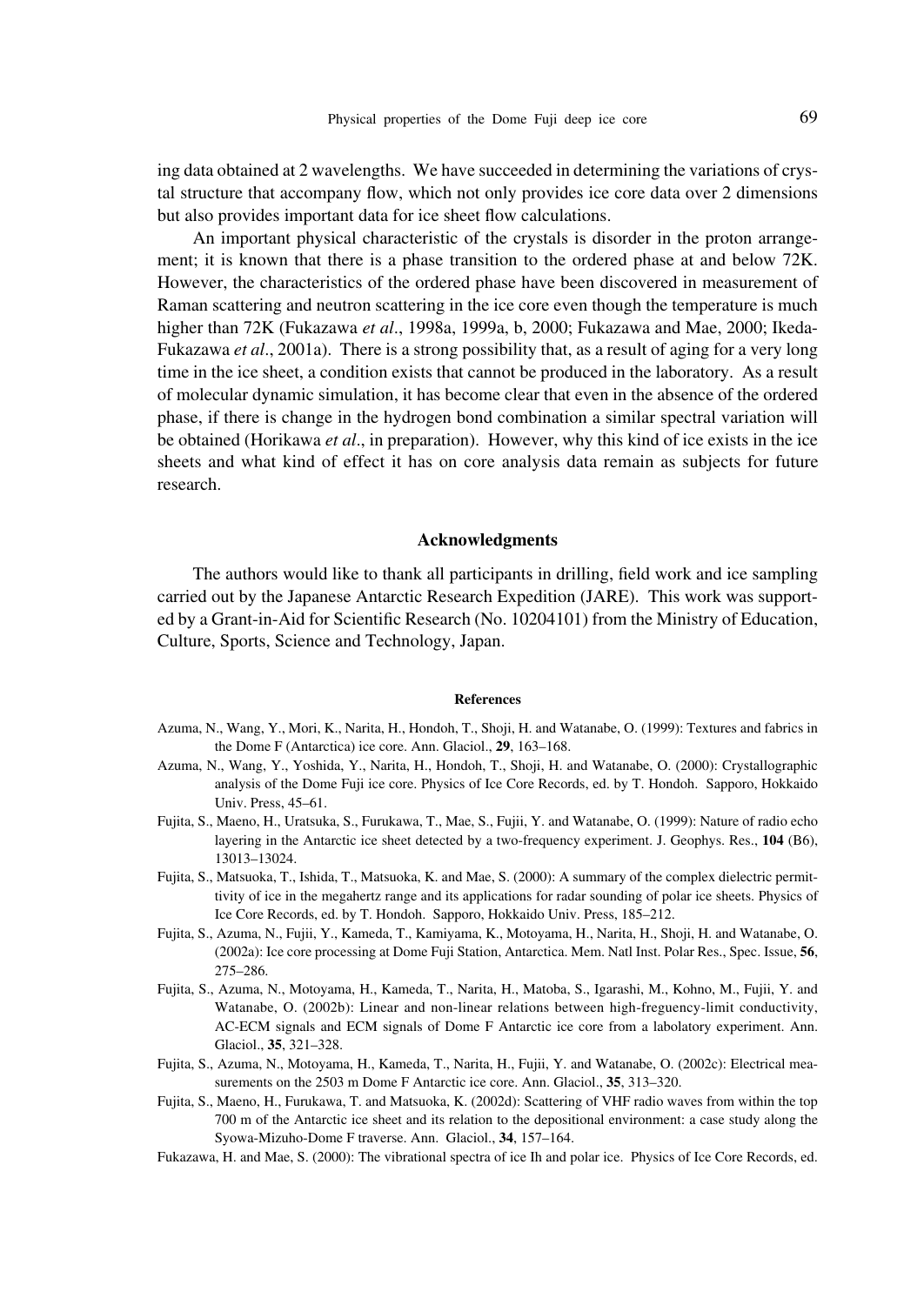ing data obtained at 2 wavelengths. We have succeeded in determining the variations of crystal structure that accompany flow, which not only provides ice core data over 2 dimensions but also provides important data for ice sheet flow calculations.

An important physical characteristic of the crystals is disorder in the proton arrangement; it is known that there is a phase transition to the ordered phase at and below 72K. However, the characteristics of the ordered phase have been discovered in measurement of Raman scattering and neutron scattering in the ice core even though the temperature is much higher than 72K (Fukazawa *et al*., 1998a, 1999a, b, 2000; Fukazawa and Mae, 2000; Ikeda-Fukazawa *et al*., 2001a). There is a strong possibility that, as a result of aging for a very long time in the ice sheet, a condition exists that cannot be produced in the laboratory. As a result of molecular dynamic simulation, it has become clear that even in the absence of the ordered phase, if there is change in the hydrogen bond combination a similar spectral variation will be obtained (Horikawa *et al*., in preparation). However, why this kind of ice exists in the ice sheets and what kind of effect it has on core analysis data remain as subjects for future research.

## Acknowledgments

The authors would like to thank all participants in drilling, field work and ice sampling carried out by the Japanese Antarctic Research Expedition (JARE). This work was supported by a Grant-in-Aid for Scientific Research (No. 10204101) from the Ministry of Education, Culture, Sports, Science and Technology, Japan.

## References

Azuma, N., Wang, Y., Mori, K., Narita, H., Hondoh, T., Shoji, H. and Watanabe, O. (1999): Textures and fabrics in the Dome F (Antarctica) ice core. Ann. Glaciol., **29**, 163–168.

Azuma, N., Wang, Y., Yoshida, Y., Narita, H., Hondoh, T., Shoji, H. and Watanabe, O. (2000): Crystallographic analysis of the Dome Fuji ice core. Physics of Ice Core Records, ed. by T. Hondoh. Sapporo, Hokkaido Univ. Press, 45–61.

Fujita, S., Maeno, H., Uratsuka, S., Furukawa, T., Mae, S., Fujii, Y. and Watanabe, O. (1999): Nature of radio echo layering in the Antarctic ice sheet detected by a two-frequency experiment. J. Geophys. Res., **104** (B6), 13013–13024.

Fujita, S., Matsuoka, T., Ishida, T., Matsuoka, K. and Mae, S. (2000): A summary of the complex dielectric permittivity of ice in the megahertz range and its applications for radar sounding of polar ice sheets. Physics of Ice Core Records, ed. by T. Hondoh. Sapporo, Hokkaido Univ. Press, 185–212.

Fujita, S., Azuma, N., Fujii, Y., Kameda, T., Kamiyama, K., Motoyama, H., Narita, H., Shoji, H. and Watanabe, O. (2002a): Ice core processing at Dome Fuji Station, Antarctica. Mem. Natl Inst. Polar Res., Spec. Issue, **56**, 275–286.

Fujita, S., Azuma, N., Motoyama, H., Kameda, T., Narita, H., Matoba, S., Igarashi, M., Kohno, M., Fujii, Y. and Watanabe, O. (2002b): Linear and non-linear relations between high-freguency-limit conductivity, AC-ECM signals and ECM signals of Dome F Antarctic ice core from a labolatory experiment. Ann. Glaciol., **35**, 321–328.

Fujita, S., Azuma, N., Motoyama, H., Kameda, T., Narita, H., Fujii, Y. and Watanabe, O. (2002c): Electrical measurements on the 2503 m Dome F Antarctic ice core. Ann. Glaciol., **35**, 313–320.

Fujita, S., Maeno, H., Furukawa, T. and Matsuoka, K. (2002d): Scattering of VHF radio waves from within the top 700 m of the Antarctic ice sheet and its relation to the depositional environment: a case study along the Syowa-Mizuho-Dome F traverse. Ann. Glaciol., **34**, 157–164.

Fukazawa, H. and Mae, S. (2000): The vibrational spectra of ice Ih and polar ice. Physics of Ice Core Records, ed.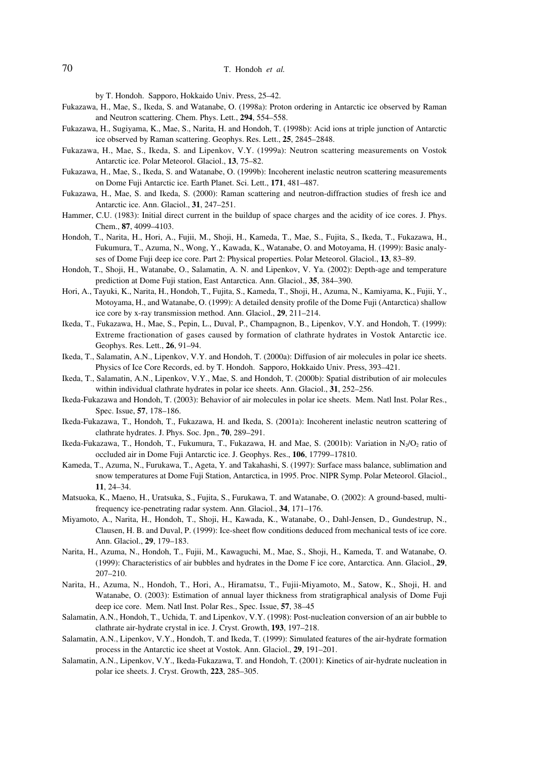by T. Hondoh. Sapporo, Hokkaido Univ. Press, 25–42.

Fukazawa, H., Mae, S., Ikeda, S. and Watanabe, O. (1998a): Proton ordering in Antarctic ice observed by Raman and Neutron scattering. Chem. Phys. Lett., **294**, 554–558.

Fukazawa, H., Sugiyama, K., Mae, S., Narita, H. and Hondoh, T. (1998b): Acid ions at triple junction of Antarctic ice observed by Raman scattering. Geophys. Res. Lett., **25**, 2845–2848.

Fukazawa, H., Mae, S., Ikeda, S. and Lipenkov, V.Y. (1999a): Neutron scattering measurements on Vostok Antarctic ice. Polar Meteorol. Glaciol., **13**, 75–82.

Fukazawa, H., Mae, S., Ikeda, S. and Watanabe, O. (1999b): Incoherent inelastic neutron scattering measurements on Dome Fuji Antarctic ice. Earth Planet. Sci. Lett., **171**, 481–487.

Fukazawa, H., Mae, S. and Ikeda, S. (2000): Raman scattering and neutron-diffraction studies of fresh ice and Antarctic ice. Ann. Glaciol., **31**, 247–251.

Hammer, C.U. (1983): Initial direct current in the buildup of space charges and the acidity of ice cores. J. Phys. Chem., **87**, 4099–4103.

Hondoh, T., Narita, H., Hori, A., Fujii, M., Shoji, H., Kameda, T., Mae, S., Fujita, S., Ikeda, T., Fukazawa, H., Fukumura, T., Azuma, N., Wong, Y., Kawada, K., Watanabe, O. and Motoyama, H. (1999): Basic analyses of Dome Fuji deep ice core. Part 2: Physical properties. Polar Meteorol. Glaciol., **13**, 83–89.

Hondoh, T., Shoji, H., Watanabe, O., Salamatin, A. N. and Lipenkov, V. Ya. (2002): Depth-age and temperature prediction at Dome Fuji station, East Antarctica. Ann. Glaciol., **35**, 384–390.

Hori, A., Tayuki, K., Narita, H., Hondoh, T., Fujita, S., Kameda, T., Shoji, H., Azuma, N., Kamiyama, K., Fujii, Y., Motoyama, H., and Watanabe, O. (1999): A detailed density profile of the Dome Fuji (Antarctica) shallow ice core by x-ray transmission method. Ann. Glaciol., **29**, 211–214.

Ikeda, T., Fukazawa, H., Mae, S., Pepin, L., Duval, P., Champagnon, B., Lipenkov, V.Y. and Hondoh, T. (1999): Extreme fractionation of gases caused by formation of clathrate hydrates in Vostok Antarctic ice. Geophys. Res. Lett., **26**, 91–94.

Ikeda, T., Salamatin, A.N., Lipenkov, V.Y. and Hondoh, T. (2000a): Diffusion of air molecules in polar ice sheets. Physics of Ice Core Records, ed. by T. Hondoh. Sapporo, Hokkaido Univ. Press, 393–421.

Ikeda, T., Salamatin, A.N., Lipenkov, V.Y., Mae, S. and Hondoh, T. (2000b): Spatial distribution of air molecules within individual clathrate hydrates in polar ice sheets. Ann. Glaciol., **31**, 252–256.

Ikeda-Fukazawa and Hondoh, T. (2003): Behavior of air molecules in polar ice sheets. Mem. Natl Inst. Polar Res., Spec. Issue, **57**, 178–186.

Ikeda-Fukazawa, T., Hondoh, T., Fukazawa, H. and Ikeda, S. (2001a): Incoherent inelastic neutron scattering of clathrate hydrates. J. Phys. Soc. Jpn., **70**, 289–291.

Ikeda-Fukazawa, T., Hondoh, T., Fukumura, T., Fukazawa, H. and Mae, S. (2001b): Variation in $N_2/O_2$ ratio of occluded air in Dome Fuji Antarctic ice. J. Geophys. Res., **106**, 17799–17810.

Kameda, T., Azuma, N., Furukawa, T., Ageta, Y. and Takahashi, S. (1997): Surface mass balance, sublimation and snow temperatures at Dome Fuji Station, Antarctica, in 1995. Proc. NIPR Symp. Polar Meteorol. Glaciol., **11**, 24–34.

Matsuoka, K., Maeno, H., Uratsuka, S., Fujita, S., Furukawa, T. and Watanabe, O. (2002): A ground-based, multi-frequency ice-penetrating radar system. Ann. Glaciol., **34**, 171–176.

Miyamoto, A., Narita, H., Hondoh, T., Shoji, H., Kawada, K., Watanabe, O., Dahl-Jensen, D., Gundestrup, N., Clausen, H. B. and Duval, P. (1999): Ice-sheet flow conditions deduced from mechanical tests of ice core. Ann. Glaciol., **29**, 179–183.

Narita, H., Azuma, N., Hondoh, T., Fujii, M., Kawaguchi, M., Mae, S., Shoji, H., Kameda, T. and Watanabe, O. (1999): Characteristics of air bubbles and hydrates in the Dome F ice core, Antarctica. Ann. Glaciol., **29**, 207–210.

Narita, H., Azuma, N., Hondoh, T., Hori, A., Hiramatsu, T., Fujii-Miyamoto, M., Satow, K., Shoji, H. and Watanabe, O. (2003): Estimation of annual layer thickness from stratigraphical analysis of Dome Fuji deep ice core. Mem. Natl Inst. Polar Res., Spec. Issue, **57**, 38–45

Salamatin, A.N., Hondoh, T., Uchida, T. and Lipenkov, V.Y. (1998): Post-nucleation conversion of an air bubble to clathrate air-hydrate crystal in ice. J. Cryst. Growth, **193**, 197–218.

Salamatin, A.N., Lipenkov, V.Y., Hondoh, T. and Ikeda, T. (1999): Simulated features of the air-hydrate formation process in the Antarctic ice sheet at Vostok. Ann. Glaciol., **29**, 191–201.

Salamatin, A.N., Lipenkov, V.Y., Ikeda-Fukazawa, T. and Hondoh, T. (2001): Kinetics of air-hydrate nucleation in polar ice sheets. J. Cryst. Growth, **223**, 285–305.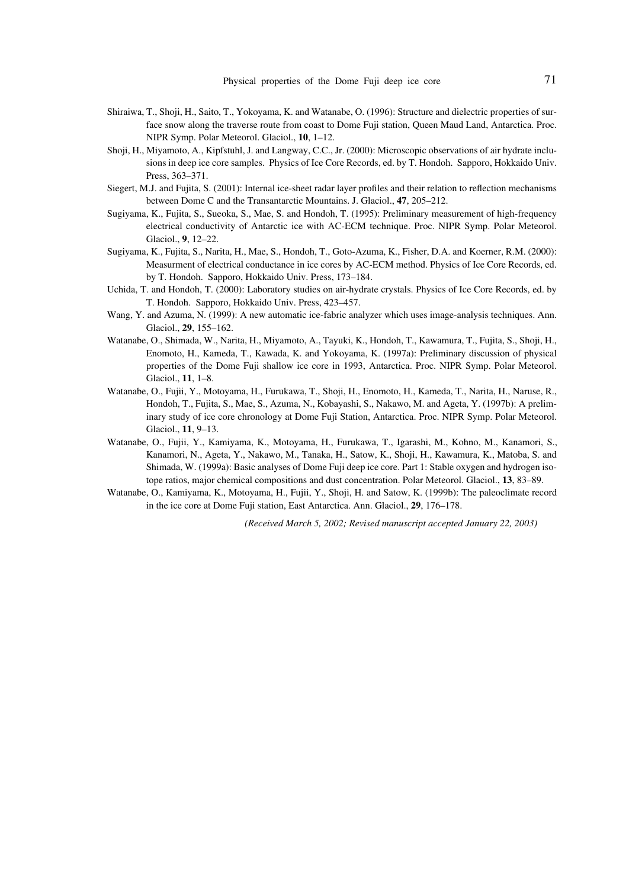Shiraiwa, T., Shoji, H., Saito, T., Yokoyama, K. and Watanabe, O. (1996): Structure and dielectric properties of surface snow along the traverse route from coast to Dome Fuji station, Queen Maud Land, Antarctica. Proc. NIPR Symp. Polar Meteorol. Glaciol., **10**, 1–12.

Shoji, H., Miyamoto, A., Kipfstuhl, J. and Langway, C.C., Jr. (2000): Microscopic observations of air hydrate inclusions in deep ice core samples. Physics of Ice Core Records, ed. by T. Hondoh. Sapporo, Hokkaido Univ. Press, 363–371.

Siegert, M.J. and Fujita, S. (2001): Internal ice-sheet radar layer profiles and their relation to reflection mechanisms between Dome C and the Transantarctic Mountains. J. Glaciol., **47**, 205–212.

Sugiyama, K., Fujita, S., Sueoka, S., Mae, S. and Hondoh, T. (1995): Preliminary measurement of high-frequency electrical conductivity of Antarctic ice with AC-ECM technique. Proc. NIPR Symp. Polar Meteorol. Glaciol., **9**, 12–22.

Sugiyama, K., Fujita, S., Narita, H., Mae, S., Hondoh, T., Goto-Azuma, K., Fisher, D.A. and Koerner, R.M. (2000): Measurment of electrical conductance in ice cores by AC-ECM method. Physics of Ice Core Records, ed. by T. Hondoh. Sapporo, Hokkaido Univ. Press, 173–184.

Uchida, T. and Hondoh, T. (2000): Laboratory studies on air-hydrate crystals. Physics of Ice Core Records, ed. by T. Hondoh. Sapporo, Hokkaido Univ. Press, 423–457.

Wang, Y. and Azuma, N. (1999): A new automatic ice-fabric analyzer which uses image-analysis techniques. Ann. Glaciol., **29**, 155–162.

Watanabe, O., Shimada, W., Narita, H., Miyamoto, A., Tayuki, K., Hondoh, T., Kawamura, T., Fujita, S., Shoji, H., Enomoto, H., Kameda, T., Kawada, K. and Yokoyama, K. (1997a): Preliminary discussion of physical properties of the Dome Fuji shallow ice core in 1993, Antarctica. Proc. NIPR Symp. Polar Meteorol. Glaciol., **11**, 1–8.

Watanabe, O., Fujii, Y., Motoyama, H., Furukawa, T., Shoji, H., Enomoto, H., Kameda, T., Narita, H., Naruse, R., Hondoh, T., Fujita, S., Mae, S., Azuma, N., Kobayashi, S., Nakawo, M. and Ageta, Y. (1997b): A preliminary study of ice core chronology at Dome Fuji Station, Antarctica. Proc. NIPR Symp. Polar Meteorol. Glaciol., **11**, 9–13.

Watanabe, O., Fujii, Y., Kamiyama, K., Motoyama, H., Furukawa, T., Igarashi, M., Kohno, M., Kanamori, S., Kanamori, N., Ageta, Y., Nakawo, M., Tanaka, H., Satow, K., Shoji, H., Kawamura, K., Matoba, S. and Shimada, W. (1999a): Basic analyses of Dome Fuji deep ice core. Part 1: Stable oxygen and hydrogen isotope ratios, major chemical compositions and dust concentration. Polar Meteorol. Glaciol., **13**, 83–89.

Watanabe, O., Kamiyama, K., Motoyama, H., Fujii, Y., Shoji, H. and Satow, K. (1999b): The paleoclimate record in the ice core at Dome Fuji station, East Antarctica. Ann. Glaciol., **29**, 176–178.

*(Received March 5, 2002; Revised manuscript accepted January 22, 2003)*